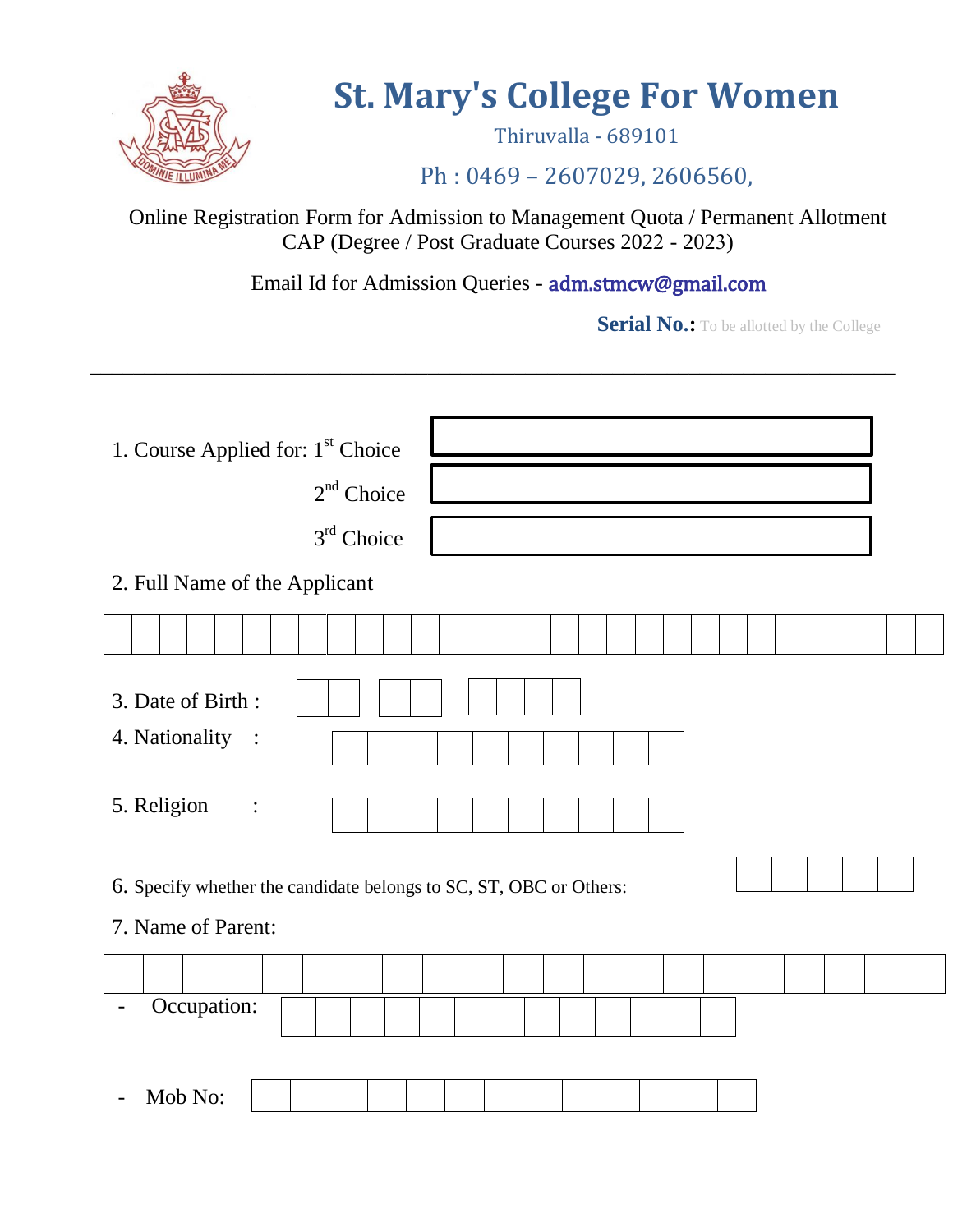# St. Mary's College For Women

Thiruvalla - 689101

Ph : 0469 – 2607029, 2606560,

Online Registration Form for Admission to Management Quota / Permanent Allotment CAP (Degree / Post Graduate Courses 2022 - 2023)

Email Id for Admission Queries - adm.stmcw@gmail.com

**Serial No.:** To be allotted by the College

---

1. Course Applied for: 1st Choice

   2nd Choice

   3rd Choice

2. Full Name of the Applicant

3. Date of Birth :

4. Nationality :

5. Religion :

6. Specify whether the candidate belongs to SC, ST, OBC or Others:

7. Name of Parent:

   - Occupation:

   - Mob No: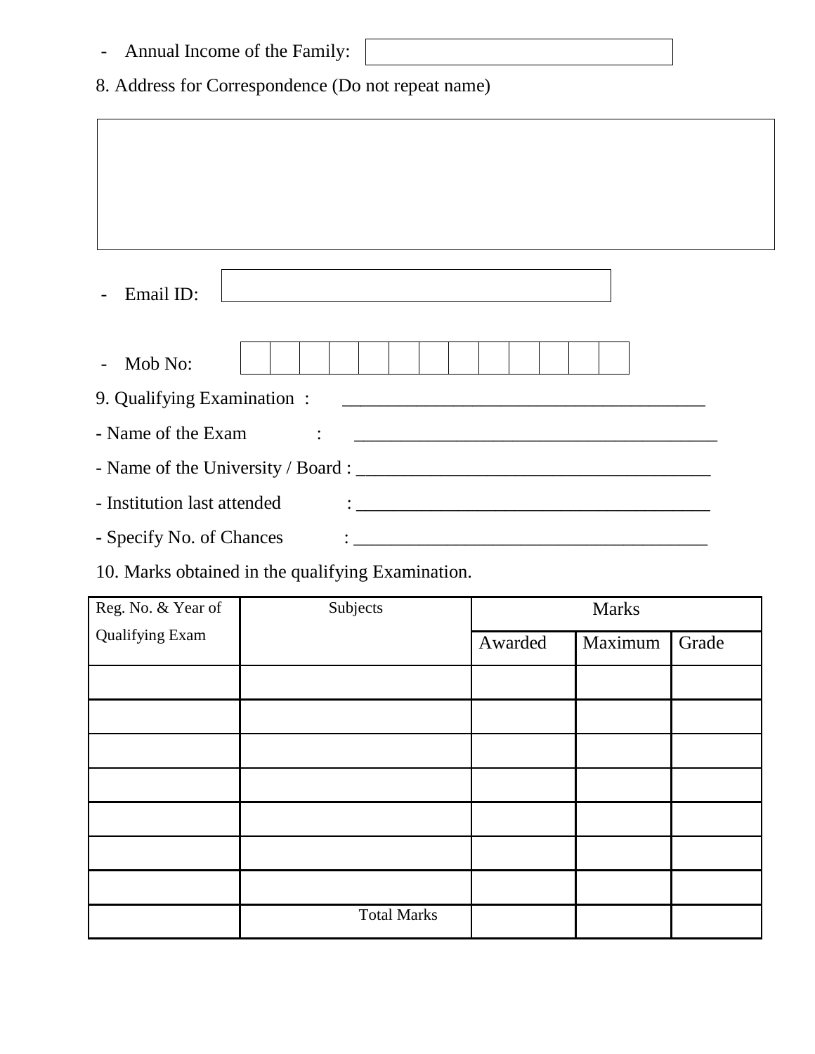- Annual Income of the Family: 

8. Address for Correspondence (Do not repeat name)

- Email ID: 

- Mob No: 

9. Qualifying Examination : ______________________________________

- Name of the Exam : ______________________________________

- Name of the University / Board : ______________________________________

- Institution last attended : ______________________________________

- Specify No. of Chances : ______________________________________

10. Marks obtained in the qualifying Examination.

| Reg. No. & Year of Qualifying Exam | Subjects | Marks | | |
|---|---|---|---|---|
| | | Awarded | Maximum | Grade |
| | | | | |
| | | | | |
| | | | | |
| | | | | |
| | | | | |
| | | | | |
| | | | | |
| | Total Marks | | | |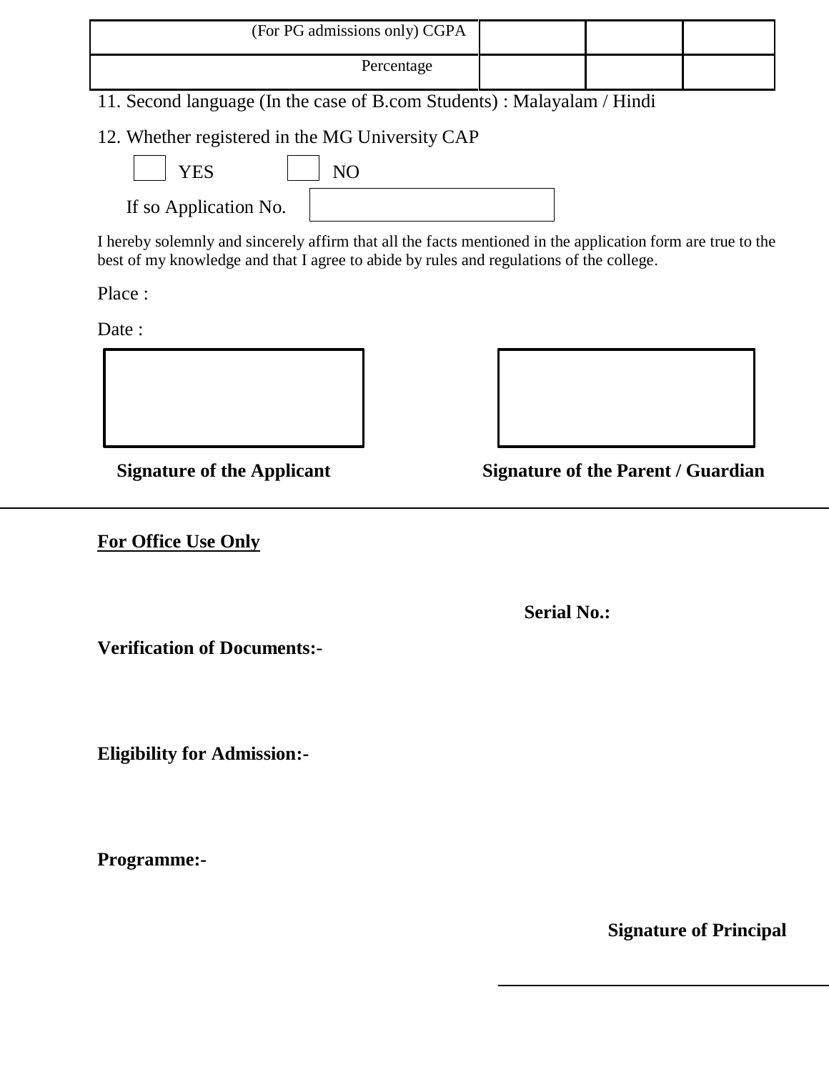| (For PG admissions only) CGPA | | | |
|---|---|---|---|
| Percentage | | | |

11. Second language (In the case of B.com Students) : Malayalam / Hindi

12. Whether registered in the MG University CAP

☐ YES ☐ NO

If so Application No. ☐

I hereby solemnly and sincerely affirm that all the facts mentioned in the application form are true to the best of my knowledge and that I agree to abide by rules and regulations of the college.

Place :

Date :

**Signature of the Applicant** **Signature of the Parent / Guardian**

---

**For Office Use Only**

**Serial No.:**

**Verification of Documents:-**

**Eligibility for Admission:-**

**Programme:-**

**Signature of Principal**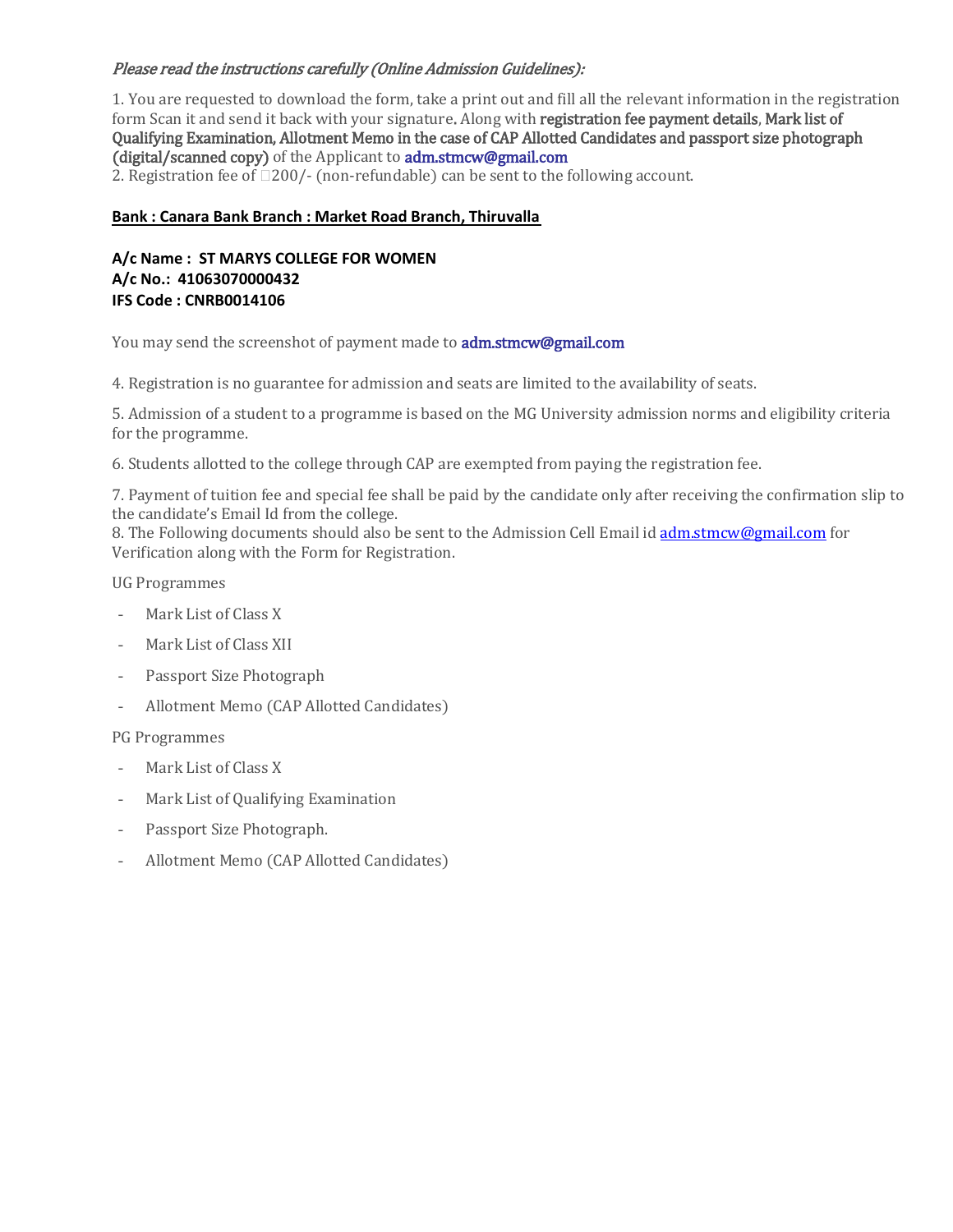*Please read the instructions carefully (Online Admission Guidelines):*

1. You are requested to download the form, take a print out and fill all the relevant information in the registration form Scan it and send it back with your signature. Along with **registration fee payment details**, **Mark list of Qualifying Examination, Allotment Memo in the case of CAP Allotted Candidates and passport size photograph (digital/scanned copy)** of the Applicant to **adm.stmcw@gmail.com**
2. Registration fee of ₹200/- (non-refundable) can be sent to the following account.

**Bank : Canara Bank Branch : Market Road Branch, Thiruvalla**

**A/c Name : ST MARYS COLLEGE FOR WOMEN**
**A/c No.: 41063070000432**
**IFS Code : CNRB0014106**

You may send the screenshot of payment made to **adm.stmcw@gmail.com**

4. Registration is no guarantee for admission and seats are limited to the availability of seats.

5. Admission of a student to a programme is based on the MG University admission norms and eligibility criteria for the programme.

6. Students allotted to the college through CAP are exempted from paying the registration fee.

7. Payment of tuition fee and special fee shall be paid by the candidate only after receiving the confirmation slip to the candidate's Email Id from the college.
8. The Following documents should also be sent to the Admission Cell Email id adm.stmcw@gmail.com for Verification along with the Form for Registration.

UG Programmes

- Mark List of Class X
- Mark List of Class XII
- Passport Size Photograph
- Allotment Memo (CAP Allotted Candidates)

PG Programmes

- Mark List of Class X
- Mark List of Qualifying Examination
- Passport Size Photograph.
- Allotment Memo (CAP Allotted Candidates)